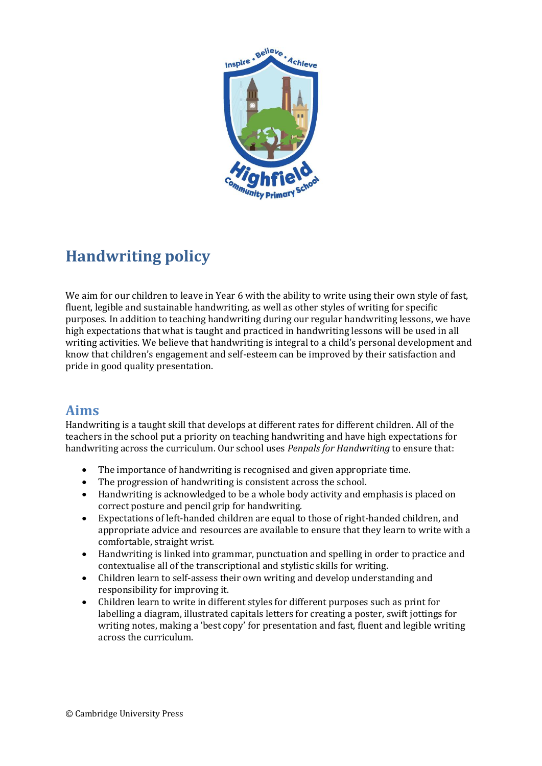# Handwriting policy

We aim for our children to leave in Year 6 with the ability to write using their own style of fast, fluent, legible and sustainable handwriting, as well as other styles of writing for specific purposes. In addition to teaching handwriting during our regular handwriting lessons, we have high expectations that what is taught and practiced in handwriting lessons will be used in all writing activities. We believe that handwriting is integral to a child's personal development and know that children's engagement and self-esteem can be improved by their satisfaction and pride in good quality presentation.

## Aims

Handwriting is a taught skill that develops at different rates for different children. All of the teachers in the school put a priority on teaching handwriting and have high expectations for handwriting across the curriculum. Our school uses *Penpals for Handwriting* to ensure that:

- The importance of handwriting is recognised and given appropriate time.
- The progression of handwriting is consistent across the school.
- Handwriting is acknowledged to be a whole body activity and emphasis is placed on correct posture and pencil grip for handwriting.
- Expectations of left-handed children are equal to those of right-handed children, and appropriate advice and resources are available to ensure that they learn to write with a comfortable, straight wrist.
- Handwriting is linked into grammar, punctuation and spelling in order to practice and contextualise all of the transcriptional and stylistic skills for writing.
- Children learn to self-assess their own writing and develop understanding and responsibility for improving it.
- Children learn to write in different styles for different purposes such as print for labelling a diagram, illustrated capitals letters for creating a poster, swift jottings for writing notes, making a 'best copy' for presentation and fast, fluent and legible writing across the curriculum.

© Cambridge University Press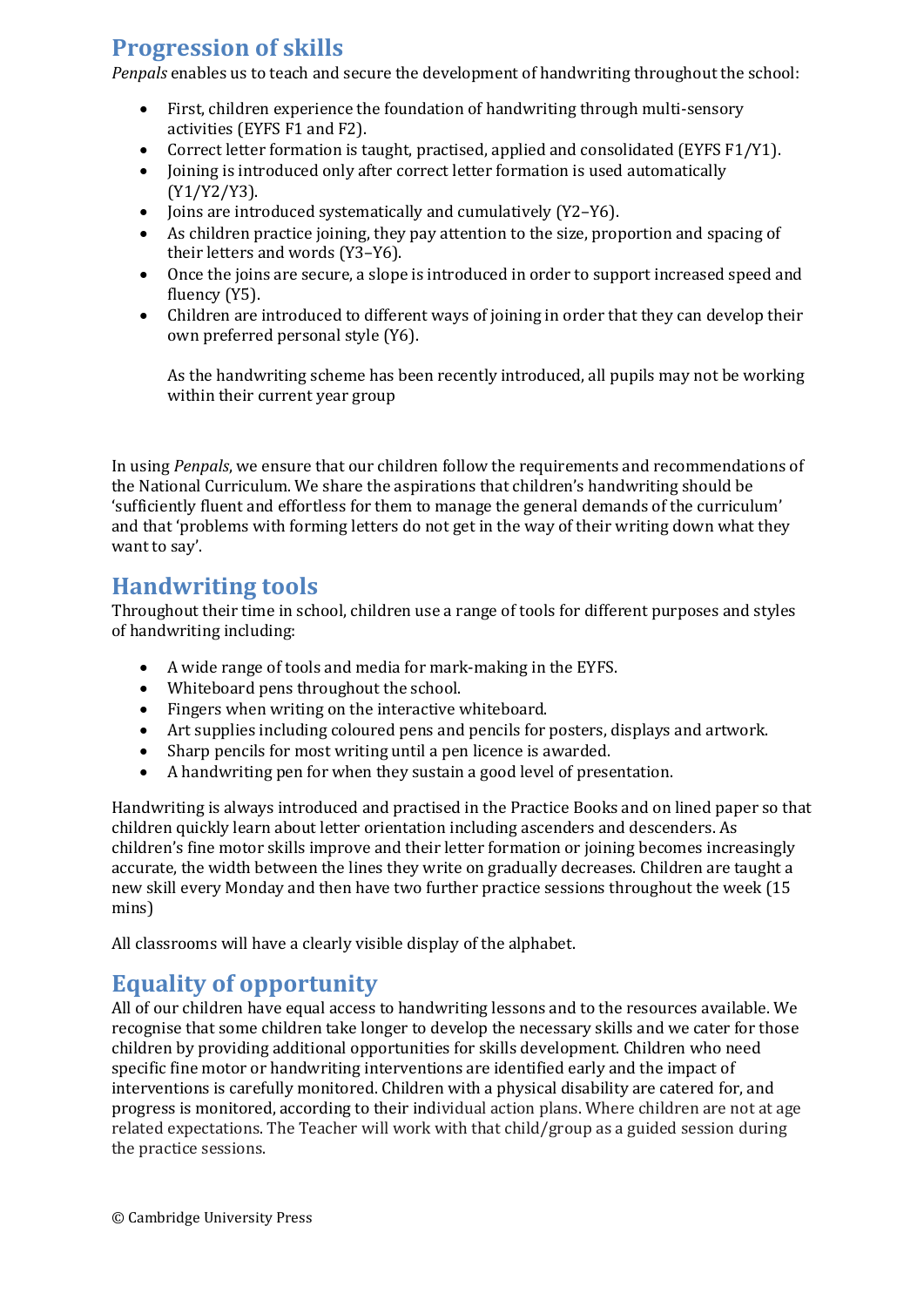## Progression of skills

*Penpals* enables us to teach and secure the development of handwriting throughout the school:

- First, children experience the foundation of handwriting through multi-sensory activities (EYFS F1 and F2).
- Correct letter formation is taught, practised, applied and consolidated (EYFS F1/Y1).
- Joining is introduced only after correct letter formation is used automatically (Y1/Y2/Y3).
- Joins are introduced systematically and cumulatively (Y2–Y6).
- As children practice joining, they pay attention to the size, proportion and spacing of their letters and words (Y3–Y6).
- Once the joins are secure, a slope is introduced in order to support increased speed and fluency (Y5).
- Children are introduced to different ways of joining in order that they can develop their own preferred personal style (Y6).

  As the handwriting scheme has been recently introduced, all pupils may not be working within their current year group

In using *Penpals*, we ensure that our children follow the requirements and recommendations of the National Curriculum. We share the aspirations that children's handwriting should be 'sufficiently fluent and effortless for them to manage the general demands of the curriculum' and that 'problems with forming letters do not get in the way of their writing down what they want to say'.

## Handwriting tools

Throughout their time in school, children use a range of tools for different purposes and styles of handwriting including:

- A wide range of tools and media for mark-making in the EYFS.
- Whiteboard pens throughout the school.
- Fingers when writing on the interactive whiteboard.
- Art supplies including coloured pens and pencils for posters, displays and artwork.
- Sharp pencils for most writing until a pen licence is awarded.
- A handwriting pen for when they sustain a good level of presentation.

Handwriting is always introduced and practised in the Practice Books and on lined paper so that children quickly learn about letter orientation including ascenders and descenders. As children's fine motor skills improve and their letter formation or joining becomes increasingly accurate, the width between the lines they write on gradually decreases. Children are taught a new skill every Monday and then have two further practice sessions throughout the week (15 mins)

All classrooms will have a clearly visible display of the alphabet.

## Equality of opportunity

All of our children have equal access to handwriting lessons and to the resources available. We recognise that some children take longer to develop the necessary skills and we cater for those children by providing additional opportunities for skills development. Children who need specific fine motor or handwriting interventions are identified early and the impact of interventions is carefully monitored. Children with a physical disability are catered for, and progress is monitored, according to their individual action plans. Where children are not at age related expectations. The Teacher will work with that child/group as a guided session during the practice sessions.

© Cambridge University Press